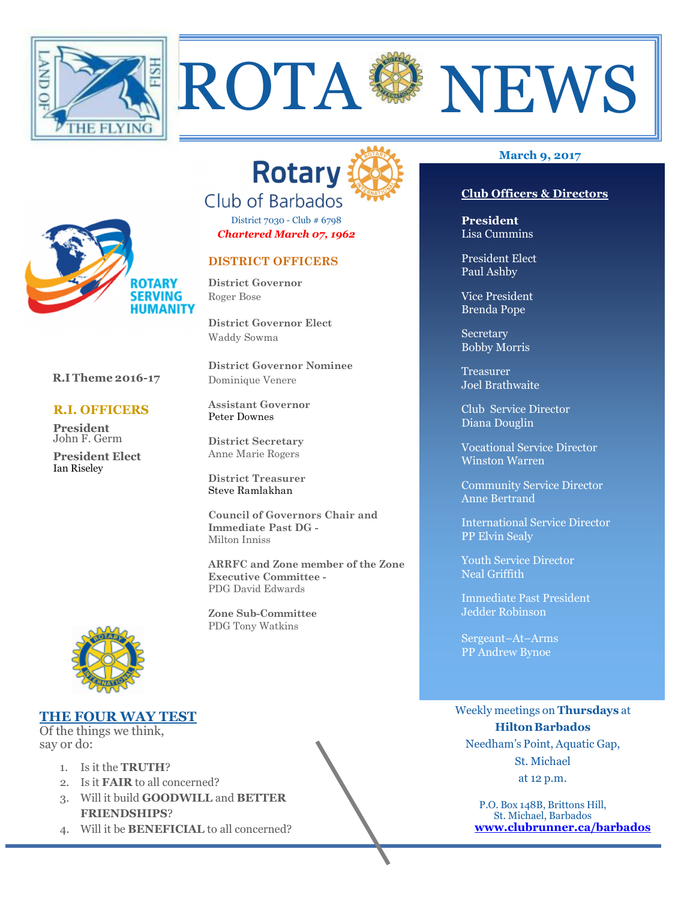# ROTA NEWS

LAND OF THE FLYING FISH

## Rotary Club of Barbados

District 7030 - Club # 6798

***Chartered March 07, 1962***

March 9, 2017

ROTARY SERVING HUMANITY

**R.I Theme 2016-17**

### R.I. OFFICERS

**President**
John F. Germ

**President Elect**
Ian Riseley

### DISTRICT OFFICERS

**District Governor**
Roger Bose

**District Governor Elect**
Waddy Sowma

**District Governor Nominee**
Dominique Venere

**Assistant Governor**
Peter Downes

**District Secretary**
Anne Marie Rogers

**District Treasurer**
Steve Ramlakhan

**Council of Governors Chair and Immediate Past DG -**
Milton Inniss

**ARRFC and Zone member of the Zone Executive Committee -**
PDG David Edwards

**Zone Sub-Committee**
PDG Tony Watkins

### Club Officers & Directors

**President**
Lisa Cummins

President Elect
Paul Ashby

Vice President
Brenda Pope

Secretary
Bobby Morris

Treasurer
Joel Brathwaite

Club Service Director
Diana Douglin

Vocational Service Director
Winston Warren

Community Service Director
Anne Bertrand

International Service Director
PP Elvin Sealy

Youth Service Director
Neal Griffith

Immediate Past President
Jedder Robinson

Sergeant–At–Arms
PP Andrew Bynoe

### THE FOUR WAY TEST

Of the things we think, say or do:

1. Is it the **TRUTH**?
2. Is it **FAIR** to all concerned?
3. Will it build **GOODWILL** and **BETTER FRIENDSHIPS**?
4. Will it be **BENEFICIAL** to all concerned?

Weekly meetings on **Thursdays** at **Hilton Barbados**
Needham's Point, Aquatic Gap, St. Michael
at 12 p.m.

P.O. Box 148B, Brittons Hill, St. Michael, Barbados
**www.clubrunner.ca/barbados**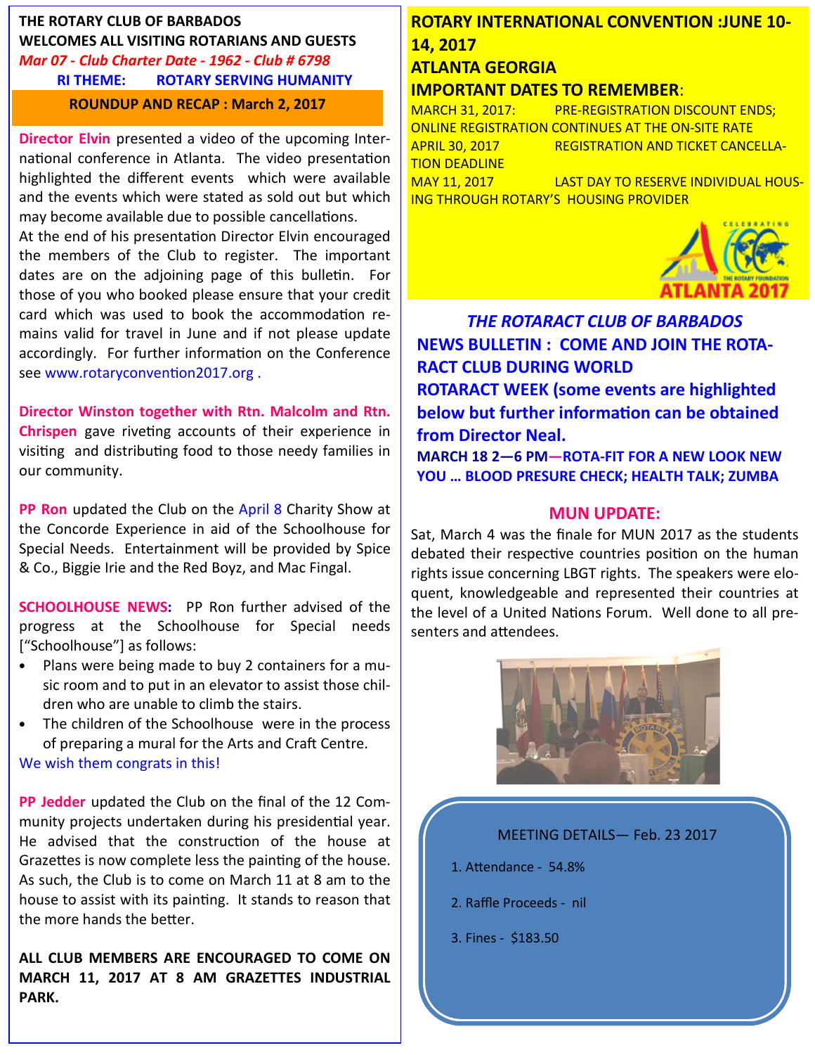**THE ROTARY CLUB OF BARBADOS**
**WELCOMES ALL VISITING ROTARIANS AND GUESTS**

*Mar 07 - Club Charter Date - 1962 - Club # 6798*

**RI THEME: ROTARY SERVING HUMANITY**

## ROUNDUP AND RECAP : March 2, 2017

**Director Elvin** presented a video of the upcoming International conference in Atlanta. The video presentation highlighted the different events which were available and the events which were stated as sold out but which may become available due to possible cancellations.

At the end of his presentation Director Elvin encouraged the members of the Club to register. The important dates are on the adjoining page of this bulletin. For those of you who booked please ensure that your credit card which was used to book the accommodation remains valid for travel in June and if not please update accordingly. For further information on the Conference see www.rotaryconvention2017.org .

**Director Winston together with Rtn. Malcolm and Rtn. Chrispen** gave riveting accounts of their experience in visiting and distributing food to those needy families in our community.

**PP Ron** updated the Club on the April 8 Charity Show at the Concorde Experience in aid of the Schoolhouse for Special Needs. Entertainment will be provided by Spice & Co., Biggie Irie and the Red Boyz, and Mac Fingal.

**SCHOOLHOUSE NEWS:** PP Ron further advised of the progress at the Schoolhouse for Special needs ["Schoolhouse"] as follows:

- Plans were being made to buy 2 containers for a music room and to put in an elevator to assist those children who are unable to climb the stairs.
- The children of the Schoolhouse were in the process of preparing a mural for the Arts and Craft Centre.

We wish them congrats in this!

**PP Jedder** updated the Club on the final of the 12 Community projects undertaken during his presidential year. He advised that the construction of the house at Grazettes is now complete less the painting of the house. As such, the Club is to come on March 11 at 8 am to the house to assist with its painting. It stands to reason that the more hands the better.

**ALL CLUB MEMBERS ARE ENCOURAGED TO COME ON MARCH 11, 2017 AT 8 AM GRAZETTES INDUSTRIAL PARK.**

## ROTARY INTERNATIONAL CONVENTION :JUNE 10-14, 2017

## ATLANTA GEORGIA

**IMPORTANT DATES TO REMEMBER**:

MARCH 31, 2017: PRE-REGISTRATION DISCOUNT ENDS; ONLINE REGISTRATION CONTINUES AT THE ON-SITE RATE

APRIL 30, 2017 REGISTRATION AND TICKET CANCELLATION DEADLINE

MAY 11, 2017 LAST DAY TO RESERVE INDIVIDUAL HOUSING THROUGH ROTARY'S HOUSING PROVIDER

CELEBRATING 100 THE ROTARY FOUNDATION ATLANTA 2017

### *THE ROTARACT CLUB OF BARBADOS*

### NEWS BULLETIN : COME AND JOIN THE ROTARACT CLUB DURING WORLD ROTARACT WEEK (some events are highlighted below but further information can be obtained from Director Neal.

**MARCH 18 2—6 PM—ROTA-FIT FOR A NEW LOOK NEW YOU … BLOOD PRESURE CHECK; HEALTH TALK; ZUMBA**

## MUN UPDATE:

Sat, March 4 was the finale for MUN 2017 as the students debated their respective countries position on the human rights issue concerning LBGT rights. The speakers were eloquent, knowledgeable and represented their countries at the level of a United Nations Forum. Well done to all presenters and attendees.

MEETING DETAILS— Feb. 23 2017

1. Attendance - 54.8%
2. Raffle Proceeds - nil
3. Fines - $183.50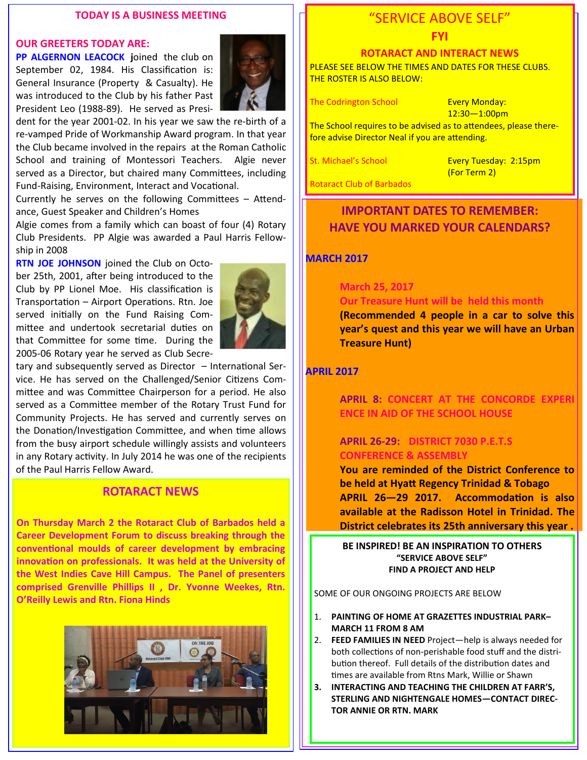## TODAY IS A BUSINESS MEETING

### OUR GREETERS TODAY ARE:

**PP ALGERNON LEACOCK** joined the club on September 02, 1984. His Classification is: General Insurance (Property & Casualty). He was introduced to the Club by his father Past President Leo (1988-89). He served as President for the year 2001-02. In his year we saw the re-birth of a re-vamped Pride of Workmanship Award program. In that year the Club became involved in the repairs at the Roman Catholic School and training of Montessori Teachers. Algie never served as a Director, but chaired many Committees, including Fund-Raising, Environment, Interact and Vocational.

Currently he serves on the following Committees – Attendance, Guest Speaker and Children's Homes

Algie comes from a family which can boast of four (4) Rotary Club Presidents. PP Algie was awarded a Paul Harris Fellowship in 2008

**RTN JOE JOHNSON** joined the Club on October 25th, 2001, after being introduced to the Club by PP Lionel Moe. His classification is Transportation – Airport Operations. Rtn. Joe served initially on the Fund Raising Committee and undertook secretarial duties on that Committee for some time. During the 2005-06 Rotary year he served as Club Secretary and subsequently served as Director – International Service. He has served on the Challenged/Senior Citizens Committee and was Committee Chairperson for a period. He also served as a Committee member of the Rotary Trust Fund for Community Projects. He has served and currently serves on the Donation/Investigation Committee, and when time allows from the busy airport schedule willingly assists and volunteers in any Rotary activity. In July 2014 he was one of the recipients of the Paul Harris Fellow Award.

## ROTARACT NEWS

**On Thursday March 2 the Rotaract Club of Barbados held a Career Development Forum to discuss breaking through the conventional moulds of career development by embracing innovation on professionals. It was held at the University of the West Indies Cave Hill Campus. The Panel of presenters comprised Grenville Phillips II , Dr. Yvonne Weekes, Rtn. O'Reilly Lewis and Rtn. Fiona Hinds**

## "SERVICE ABOVE SELF"

### FYI

### ROTARACT AND INTERACT NEWS

PLEASE SEE BELOW THE TIMES AND DATES FOR THESE CLUBS. THE ROSTER IS ALSO BELOW:

The Codrington School — Every Monday: 12:30—1:00pm

The School requires to be advised as to attendees, please therefore advise Director Neal if you are attending.

St. Michael's School — Every Tuesday: 2:15pm (For Term 2)

Rotaract Club of Barbados

## IMPORTANT DATES TO REMEMBER: HAVE YOU MARKED YOUR CALENDARS?

### MARCH 2017

**March 25, 2017**
**Our Treasure Hunt will be held this month**
**(Recommended 4 people in a car to solve this year's quest and this year we will have an Urban Treasure Hunt)**

### APRIL 2017

**APRIL 8: CONCERT AT THE CONCORDE EXPERIENCE IN AID OF THE SCHOOL HOUSE**

**APRIL 26-29: DISTRICT 7030 P.E.T.S CONFERENCE & ASSEMBLY**
**You are reminded of the District Conference to be held at Hyatt Regency Trinidad & Tobago APRIL 26—29 2017. Accommodation is also available at the Radisson Hotel in Trinidad. The District celebrates its 25th anniversary this year .**

**BE INSPIRED! BE AN INSPIRATION TO OTHERS**
**"SERVICE ABOVE SELF"**
**FIND A PROJECT AND HELP**

SOME OF OUR ONGOING PROJECTS ARE BELOW

1. **PAINTING OF HOME AT GRAZETTES INDUSTRIAL PARK– MARCH 11 FROM 8 AM**
2. **FEED FAMILIES IN NEED** Project—help is always needed for both collections of non-perishable food stuff and the distribution thereof. Full details of the distribution dates and times are available from Rtns Mark, Willie or Shawn
3. **INTERACTING AND TEACHING THE CHILDREN AT FARR'S, STERLING AND NIGHTENGALE HOMES—CONTACT DIRECTOR ANNIE OR RTN. MARK**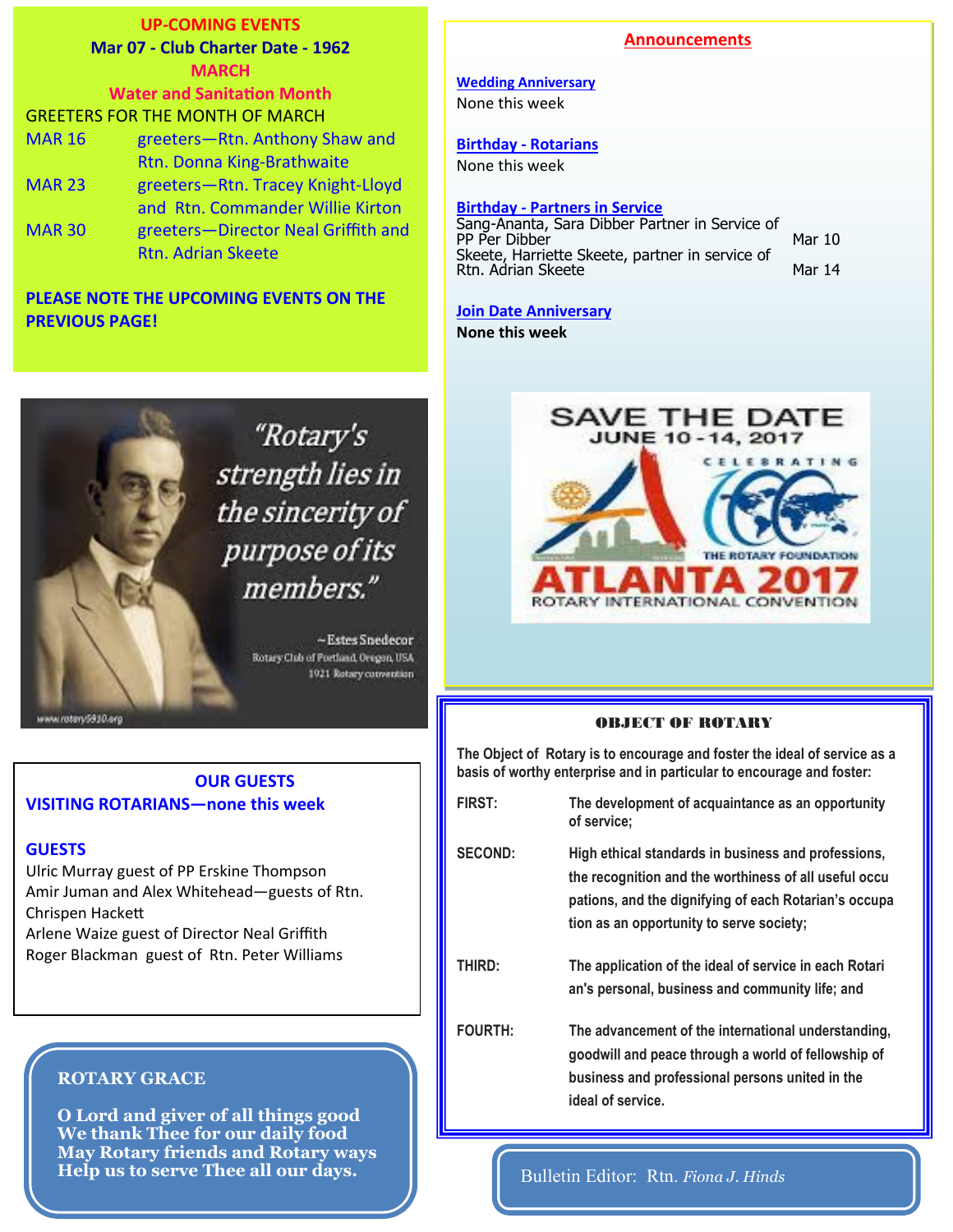## UP-COMING EVENTS

**Mar 07 - Club Charter Date - 1962**

**MARCH**

**Water and Sanitation Month**

GREETERS FOR THE MONTH OF MARCH

| | |
|---|---|
| MAR 16 | greeters—Rtn. Anthony Shaw and Rtn. Donna King-Brathwaite |
| MAR 23 | greeters—Rtn. Tracey Knight-Lloyd and Rtn. Commander Willie Kirton |
| MAR 30 | greeters—Director Neal Griffith and Rtn. Adrian Skeete |

**PLEASE NOTE THE UPCOMING EVENTS ON THE PREVIOUS PAGE!**

*"Rotary's strength lies in the sincerity of purpose of its members."*

~Estes Snedecor
Rotary Club of Portland, Oregon, USA
1921 Rotary convention

www.rotary5910.org

## OUR GUESTS

**VISITING ROTARIANS—none this week**

**GUESTS**

Ulric Murray guest of PP Erskine Thompson
Amir Juman and Alex Whitehead—guests of Rtn. Chrispen Hackett
Arlene Waize guest of Director Neal Griffith
Roger Blackman guest of Rtn. Peter Williams

## ROTARY GRACE

**O Lord and giver of all things good**
**We thank Thee for our daily food**
**May Rotary friends and Rotary ways**
**Help us to serve Thee all our days.**

## Announcements

**Wedding Anniversary**
None this week

**Birthday - Rotarians**
None this week

**Birthday - Partners in Service**

| | |
|---|---|
| Sang-Ananta, Sara Dibber Partner in Service of PP Per Dibber | Mar 10 |
| Skeete, Harriette Skeete, partner in service of Rtn. Adrian Skeete | Mar 14 |

**Join Date Anniversary**
**None this week**

SAVE THE DATE
JUNE 10 - 14, 2017
CELEBRATING 100 THE ROTARY FOUNDATION
ATLANTA 2017
ROTARY INTERNATIONAL CONVENTION

## OBJECT OF ROTARY

**The Object of Rotary is to encourage and foster the ideal of service as a basis of worthy enterprise and in particular to encourage and foster:**

**FIRST:** The development of acquaintance as an opportunity of service;

**SECOND:** High ethical standards in business and professions, the recognition and the worthiness of all useful occupations, and the dignifying of each Rotarian's occupation as an opportunity to serve society;

**THIRD:** The application of the ideal of service in each Rotarian's personal, business and community life; and

**FOURTH:** The advancement of the international understanding, goodwill and peace through a world of fellowship of business and professional persons united in the ideal of service.

Bulletin Editor: Rtn. *Fiona J. Hinds*